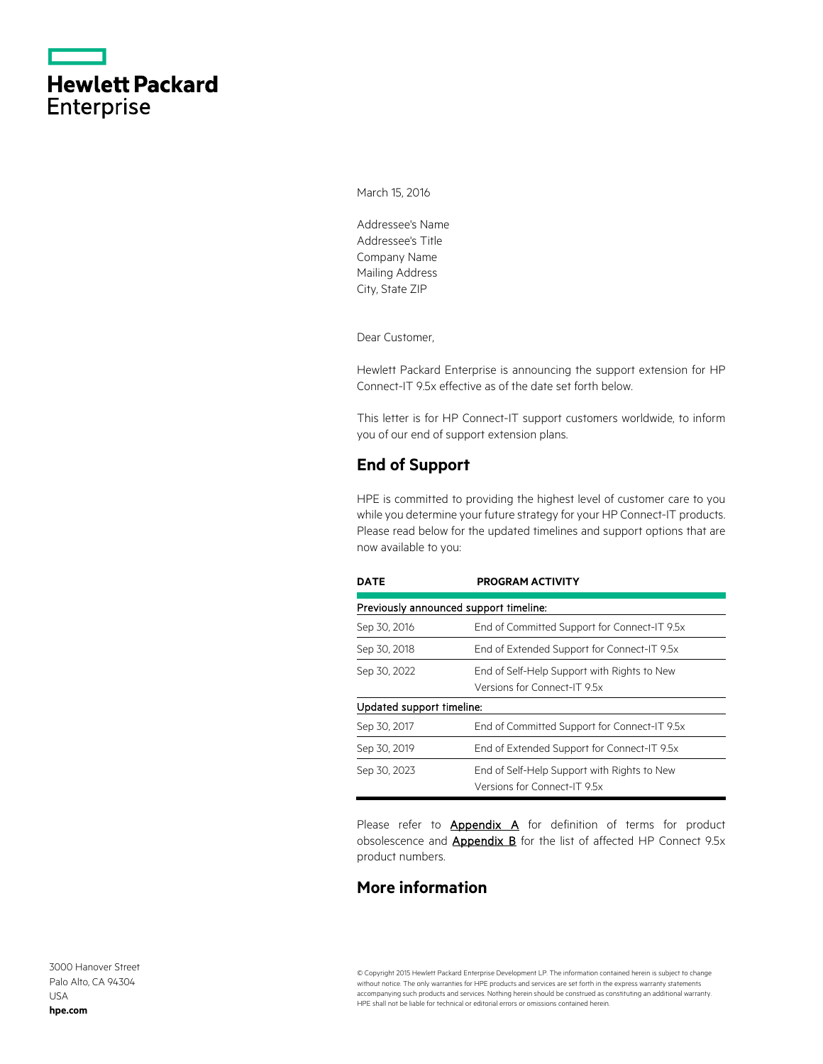Hewlett Packard Enterprise

March 15, 2016

Addressee's Name
Addressee's Title
Company Name
Mailing Address
City, State ZIP

Dear Customer,

Hewlett Packard Enterprise is announcing the support extension for HP Connect-IT 9.5x effective as of the date set forth below.

This letter is for HP Connect-IT support customers worldwide, to inform you of our end of support extension plans.

## End of Support

HPE is committed to providing the highest level of customer care to you while you determine your future strategy for your HP Connect-IT products. Please read below for the updated timelines and support options that are now available to you:

| DATE | PROGRAM ACTIVITY |
|---|---|
| Previously announced support timeline: | |
| Sep 30, 2016 | End of Committed Support for Connect-IT 9.5x |
| Sep 30, 2018 | End of Extended Support for Connect-IT 9.5x |
| Sep 30, 2022 | End of Self-Help Support with Rights to New Versions for Connect-IT 9.5x |
| Updated support timeline: | |
| Sep 30, 2017 | End of Committed Support for Connect-IT 9.5x |
| Sep 30, 2019 | End of Extended Support for Connect-IT 9.5x |
| Sep 30, 2023 | End of Self-Help Support with Rights to New Versions for Connect-IT 9.5x |

Please refer to Appendix A for definition of terms for product obsolescence and Appendix B for the list of affected HP Connect 9.5x product numbers.

## More information

3000 Hanover Street
Palo Alto, CA 94304
USA
**hpe.com**

© Copyright 2015 Hewlett Packard Enterprise Development LP. The information contained herein is subject to change without notice. The only warranties for HPE products and services are set forth in the express warranty statements accompanying such products and services. Nothing herein should be construed as constituting an additional warranty. HPE shall not be liable for technical or editorial errors or omissions contained herein.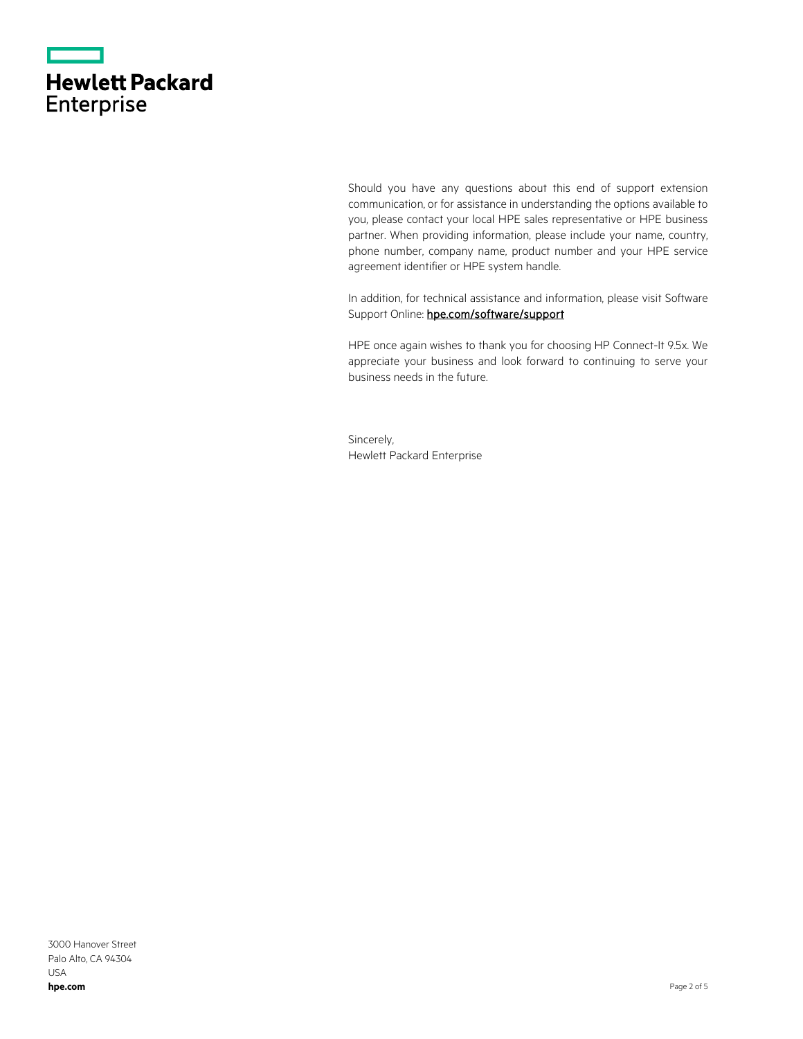Should you have any questions about this end of support extension communication, or for assistance in understanding the options available to you, please contact your local HPE sales representative or HPE business partner. When providing information, please include your name, country, phone number, company name, product number and your HPE service agreement identifier or HPE system handle.

In addition, for technical assistance and information, please visit Software Support Online: **hpe.com/software/support**

HPE once again wishes to thank you for choosing HP Connect-It 9.5x. We appreciate your business and look forward to continuing to serve your business needs in the future.

Sincerely,
Hewlett Packard Enterprise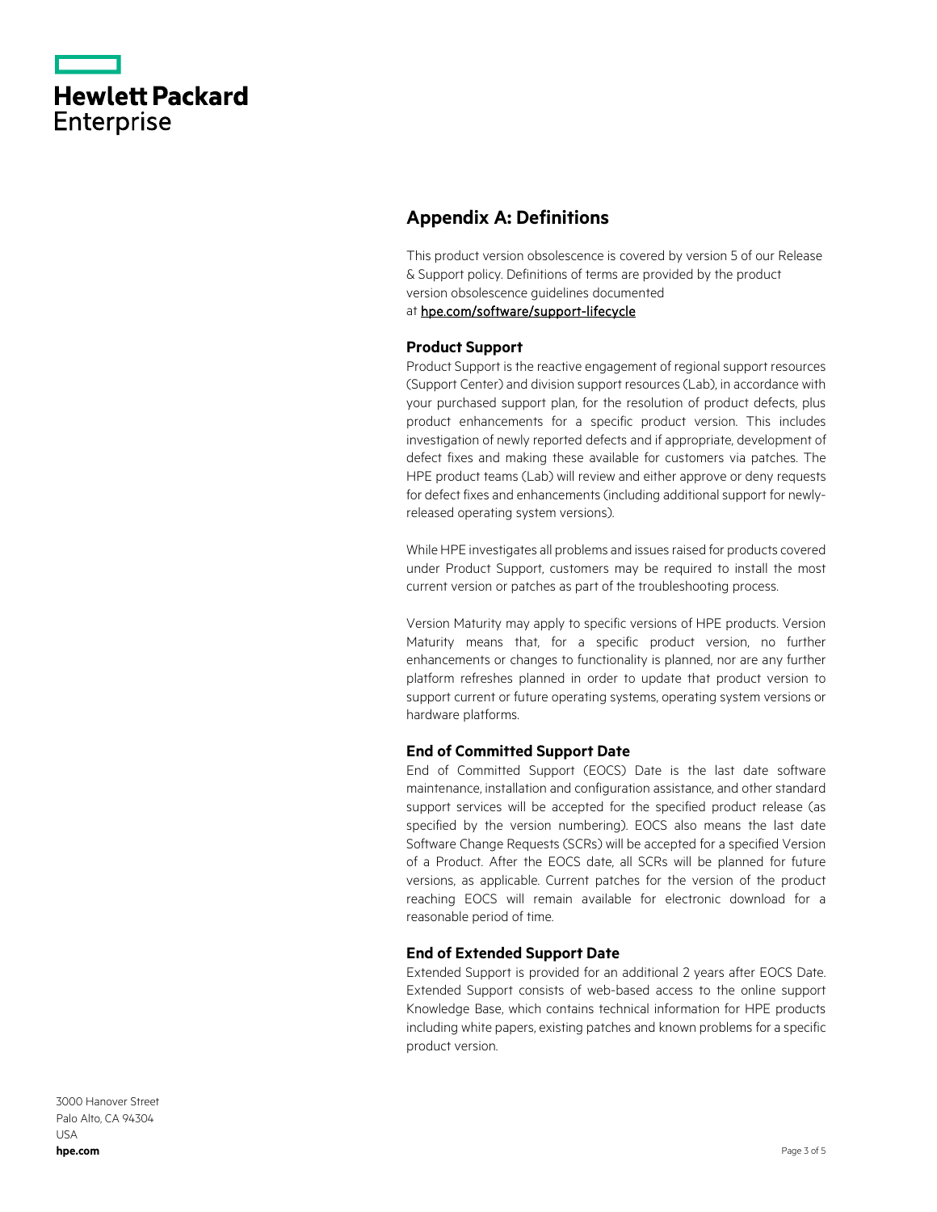## Appendix A: Definitions

This product version obsolescence is covered by version 5 of our Release & Support policy. Definitions of terms are provided by the product version obsolescence guidelines documented at [hpe.com/software/support-lifecycle](hpe.com/software/support-lifecycle)

### Product Support

Product Support is the reactive engagement of regional support resources (Support Center) and division support resources (Lab), in accordance with your purchased support plan, for the resolution of product defects, plus product enhancements for a specific product version. This includes investigation of newly reported defects and if appropriate, development of defect fixes and making these available for customers via patches. The HPE product teams (Lab) will review and either approve or deny requests for defect fixes and enhancements (including additional support for newly-released operating system versions).

While HPE investigates all problems and issues raised for products covered under Product Support, customers may be required to install the most current version or patches as part of the troubleshooting process.

Version Maturity may apply to specific versions of HPE products. Version Maturity means that, for a specific product version, no further enhancements or changes to functionality is planned, nor are any further platform refreshes planned in order to update that product version to support current or future operating systems, operating system versions or hardware platforms.

### End of Committed Support Date

End of Committed Support (EOCS) Date is the last date software maintenance, installation and configuration assistance, and other standard support services will be accepted for the specified product release (as specified by the version numbering). EOCS also means the last date Software Change Requests (SCRs) will be accepted for a specified Version of a Product. After the EOCS date, all SCRs will be planned for future versions, as applicable. Current patches for the version of the product reaching EOCS will remain available for electronic download for a reasonable period of time.

### End of Extended Support Date

Extended Support is provided for an additional 2 years after EOCS Date. Extended Support consists of web-based access to the online support Knowledge Base, which contains technical information for HPE products including white papers, existing patches and known problems for a specific product version.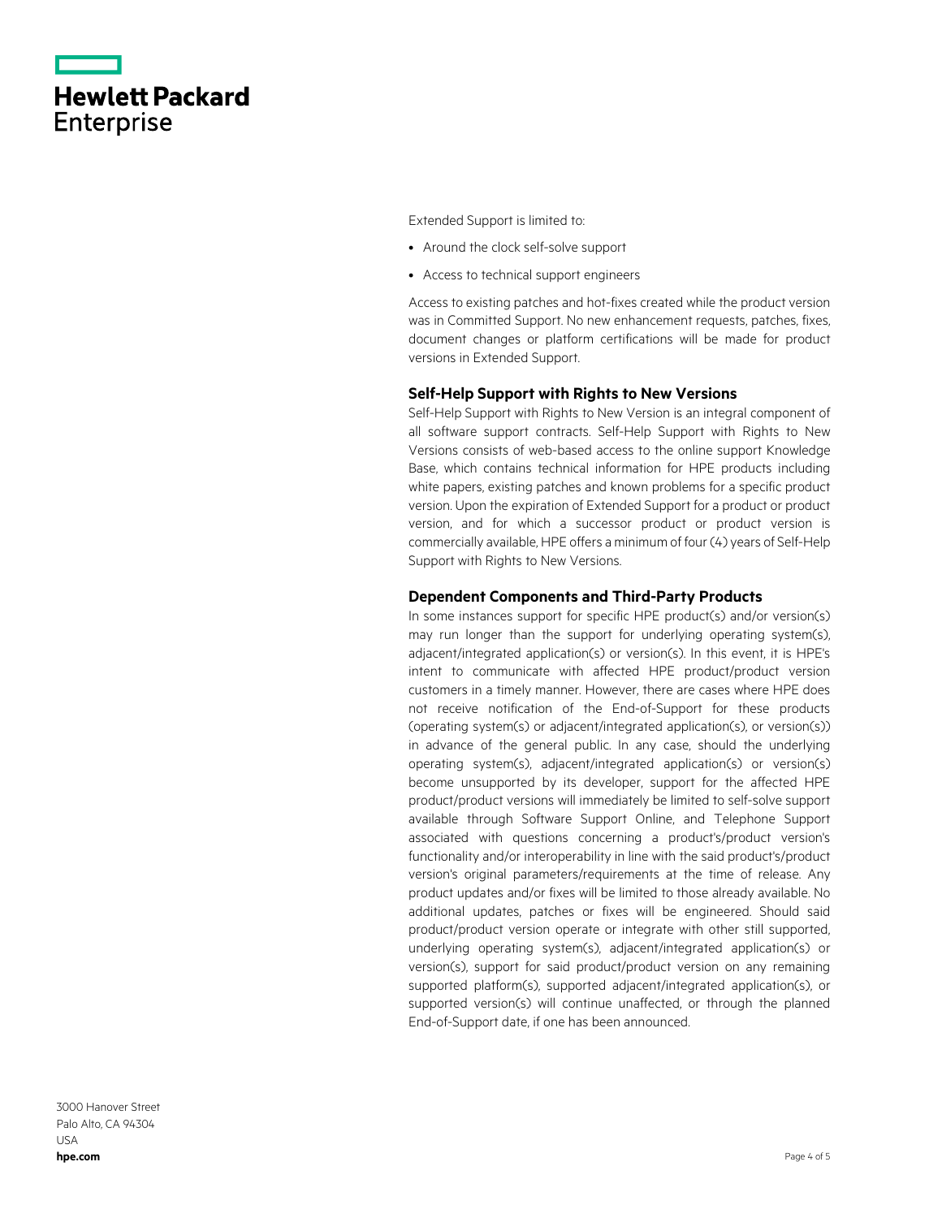Extended Support is limited to:

- Around the clock self-solve support
- Access to technical support engineers

Access to existing patches and hot-fixes created while the product version was in Committed Support. No new enhancement requests, patches, fixes, document changes or platform certifications will be made for product versions in Extended Support.

### Self-Help Support with Rights to New Versions

Self-Help Support with Rights to New Version is an integral component of all software support contracts. Self-Help Support with Rights to New Versions consists of web-based access to the online support Knowledge Base, which contains technical information for HPE products including white papers, existing patches and known problems for a specific product version. Upon the expiration of Extended Support for a product or product version, and for which a successor product or product version is commercially available, HPE offers a minimum of four (4) years of Self-Help Support with Rights to New Versions.

### Dependent Components and Third-Party Products

In some instances support for specific HPE product(s) and/or version(s) may run longer than the support for underlying operating system(s), adjacent/integrated application(s) or version(s). In this event, it is HPE's intent to communicate with affected HPE product/product version customers in a timely manner. However, there are cases where HPE does not receive notification of the End-of-Support for these products (operating system(s) or adjacent/integrated application(s), or version(s)) in advance of the general public. In any case, should the underlying operating system(s), adjacent/integrated application(s) or version(s) become unsupported by its developer, support for the affected HPE product/product versions will immediately be limited to self-solve support available through Software Support Online, and Telephone Support associated with questions concerning a product's/product version's functionality and/or interoperability in line with the said product's/product version's original parameters/requirements at the time of release. Any product updates and/or fixes will be limited to those already available. No additional updates, patches or fixes will be engineered. Should said product/product version operate or integrate with other still supported, underlying operating system(s), adjacent/integrated application(s) or version(s), support for said product/product version on any remaining supported platform(s), supported adjacent/integrated application(s), or supported version(s) will continue unaffected, or through the planned End-of-Support date, if one has been announced.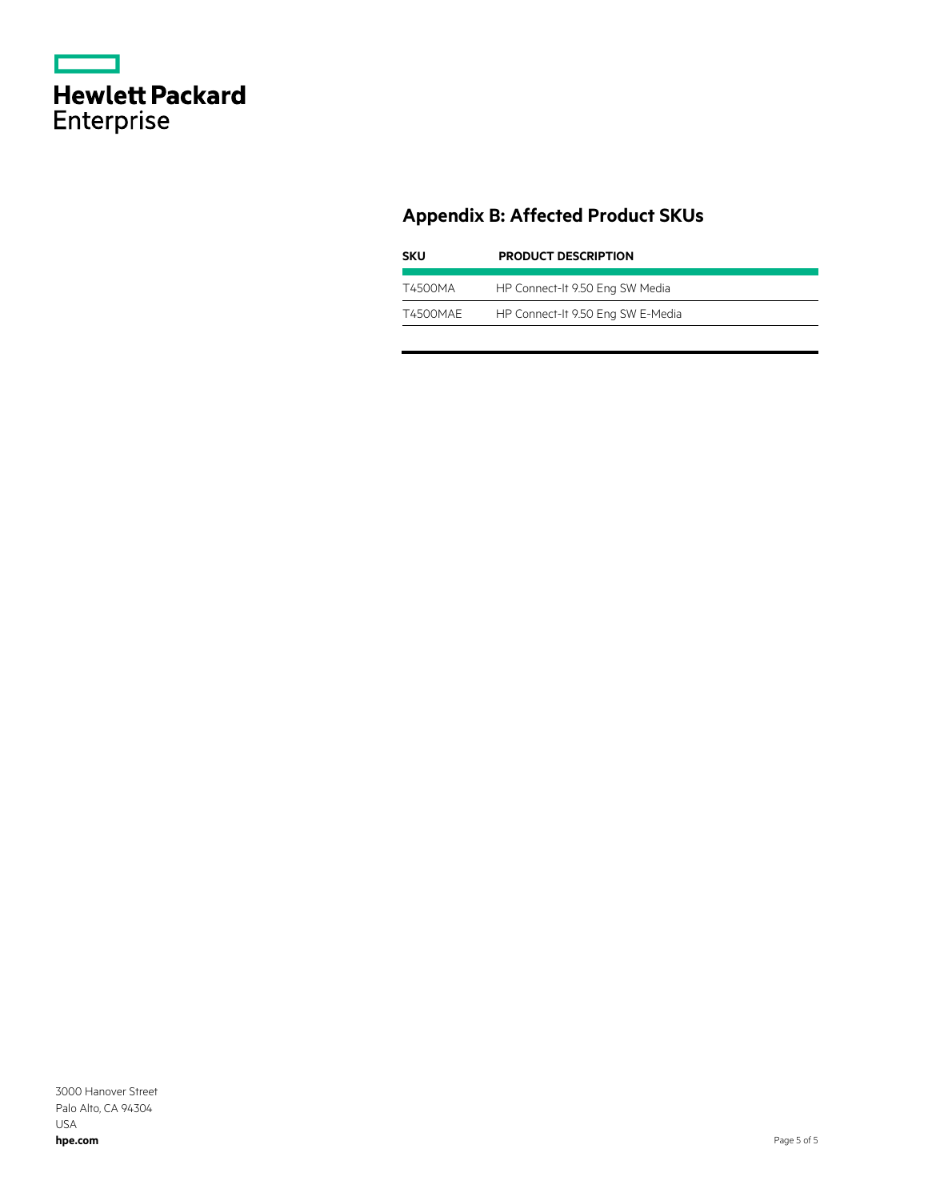## Appendix B: Affected Product SKUs

| SKU | PRODUCT DESCRIPTION |
|---|---|
| T4500MA | HP Connect-It 9.50 Eng SW Media |
| T4500MAE | HP Connect-It 9.50 Eng SW E-Media |

3000 Hanover Street
Palo Alto, CA 94304
USA
**hpe.com**